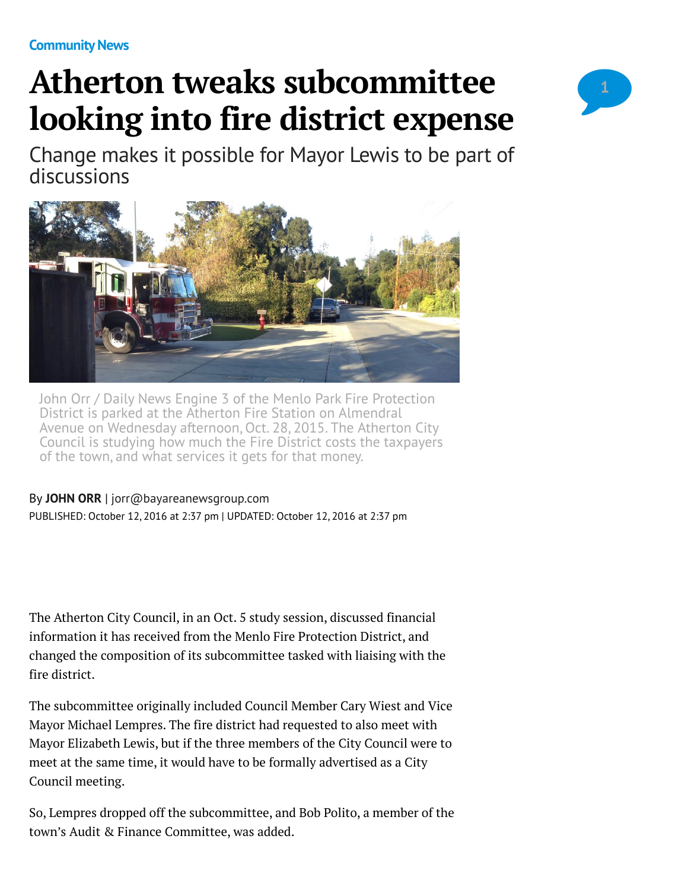Community News

# Atherton tweaks subcommittee looking into fire district expense

## Change makes it possible for Mayor Lewis to be part of discussions

John Orr / Daily News Engine 3 of the Menlo Park Fire Protection District is parked at the Atherton Fire Station on Almendral Avenue on Wednesday afternoon, Oct. 28, 2015. The Atherton City Council is studying how much the Fire District costs the taxpayers of the town, and what services it gets for that money.

By **JOHN ORR** | jorr@bayareanewsgroup.com
PUBLISHED: October 12, 2016 at 2:37 pm | UPDATED: October 12, 2016 at 2:37 pm

The Atherton City Council, in an Oct. 5 study session, discussed financial information it has received from the Menlo Fire Protection District, and changed the composition of its subcommittee tasked with liaising with the fire district.

The subcommittee originally included Council Member Cary Wiest and Vice Mayor Michael Lempres. The fire district had requested to also meet with Mayor Elizabeth Lewis, but if the three members of the City Council were to meet at the same time, it would have to be formally advertised as a City Council meeting.

So, Lempres dropped off the subcommittee, and Bob Polito, a member of the town's Audit & Finance Committee, was added.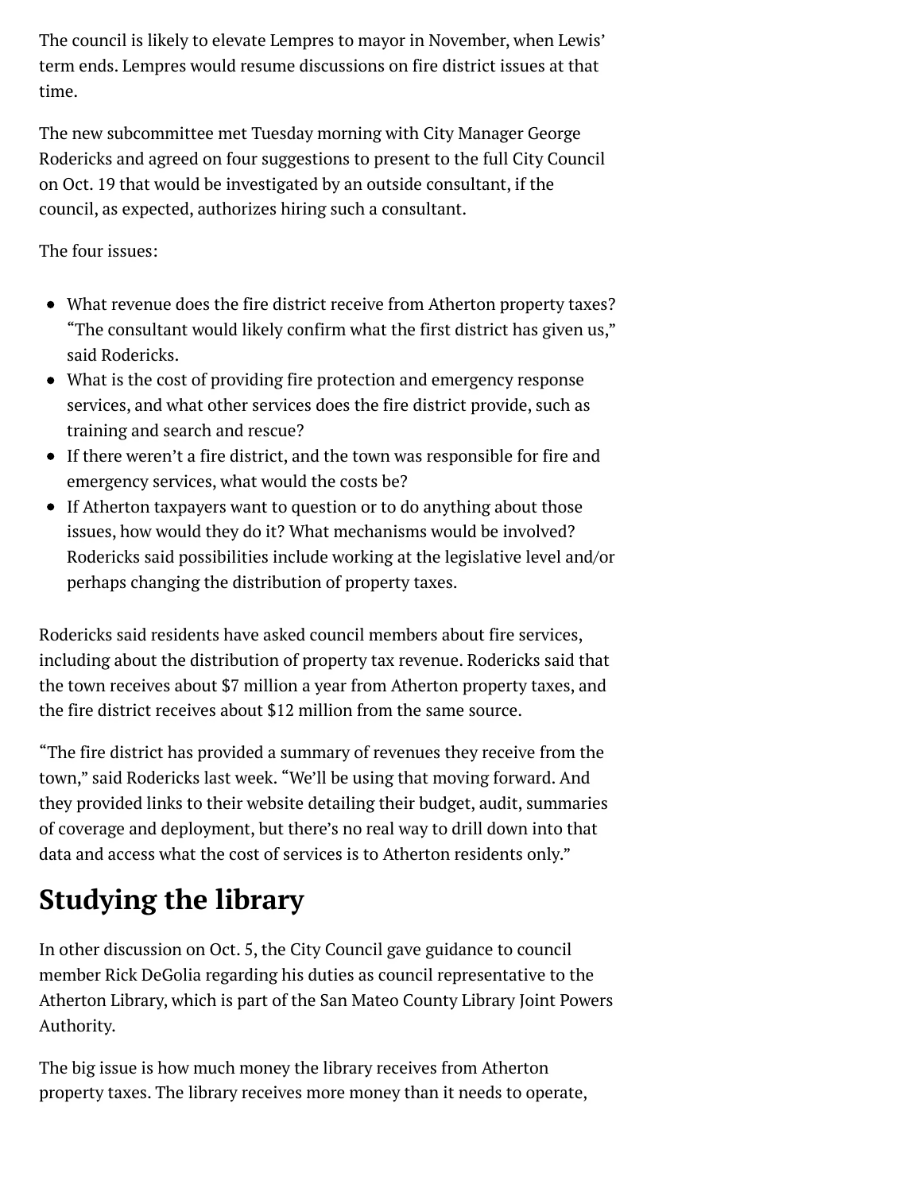The council is likely to elevate Lempres to mayor in November, when Lewis' term ends. Lempres would resume discussions on fire district issues at that time.

The new subcommittee met Tuesday morning with City Manager George Rodericks and agreed on four suggestions to present to the full City Council on Oct. 19 that would be investigated by an outside consultant, if the council, as expected, authorizes hiring such a consultant.

The four issues:

- What revenue does the fire district receive from Atherton property taxes? "The consultant would likely confirm what the first district has given us," said Rodericks.
- What is the cost of providing fire protection and emergency response services, and what other services does the fire district provide, such as training and search and rescue?
- If there weren't a fire district, and the town was responsible for fire and emergency services, what would the costs be?
- If Atherton taxpayers want to question or to do anything about those issues, how would they do it? What mechanisms would be involved? Rodericks said possibilities include working at the legislative level and/or perhaps changing the distribution of property taxes.

Rodericks said residents have asked council members about fire services, including about the distribution of property tax revenue. Rodericks said that the town receives about $7 million a year from Atherton property taxes, and the fire district receives about $12 million from the same source.

"The fire district has provided a summary of revenues they receive from the town," said Rodericks last week. "We'll be using that moving forward. And they provided links to their website detailing their budget, audit, summaries of coverage and deployment, but there's no real way to drill down into that data and access what the cost of services is to Atherton residents only."

## Studying the library

In other discussion on Oct. 5, the City Council gave guidance to council member Rick DeGolia regarding his duties as council representative to the Atherton Library, which is part of the San Mateo County Library Joint Powers Authority.

The big issue is how much money the library receives from Atherton property taxes. The library receives more money than it needs to operate,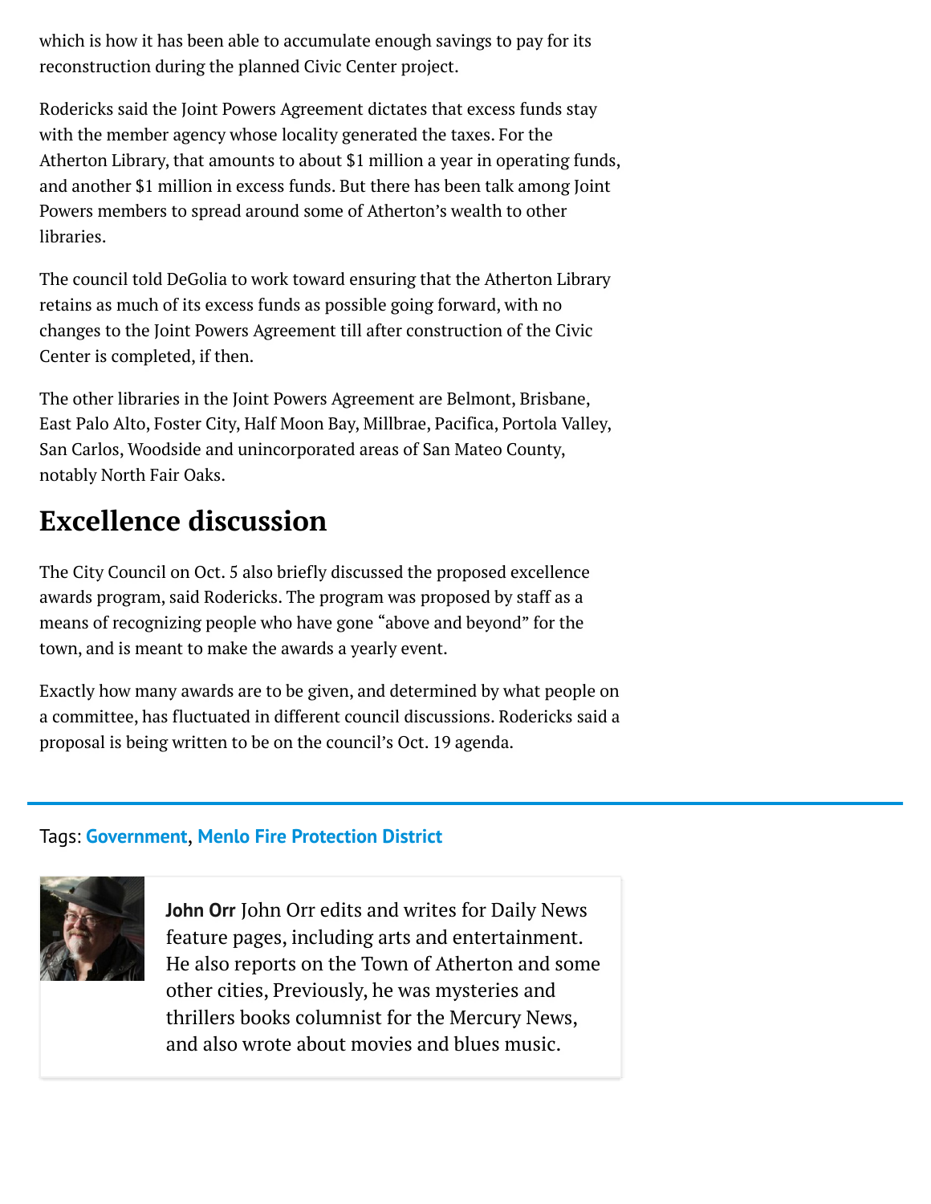which is how it has been able to accumulate enough savings to pay for its reconstruction during the planned Civic Center project.

Rodericks said the Joint Powers Agreement dictates that excess funds stay with the member agency whose locality generated the taxes. For the Atherton Library, that amounts to about $1 million a year in operating funds, and another $1 million in excess funds. But there has been talk among Joint Powers members to spread around some of Atherton's wealth to other libraries.

The council told DeGolia to work toward ensuring that the Atherton Library retains as much of its excess funds as possible going forward, with no changes to the Joint Powers Agreement till after construction of the Civic Center is completed, if then.

The other libraries in the Joint Powers Agreement are Belmont, Brisbane, East Palo Alto, Foster City, Half Moon Bay, Millbrae, Pacifica, Portola Valley, San Carlos, Woodside and unincorporated areas of San Mateo County, notably North Fair Oaks.

## Excellence discussion

The City Council on Oct. 5 also briefly discussed the proposed excellence awards program, said Rodericks. The program was proposed by staff as a means of recognizing people who have gone "above and beyond" for the town, and is meant to make the awards a yearly event.

Exactly how many awards are to be given, and determined by what people on a committee, has fluctuated in different council discussions. Rodericks said a proposal is being written to be on the council's Oct. 19 agenda.

---

Tags: **Government**, **Menlo Fire Protection District**

**John Orr** John Orr edits and writes for Daily News feature pages, including arts and entertainment. He also reports on the Town of Atherton and some other cities, Previously, he was mysteries and thrillers books columnist for the Mercury News, and also wrote about movies and blues music.